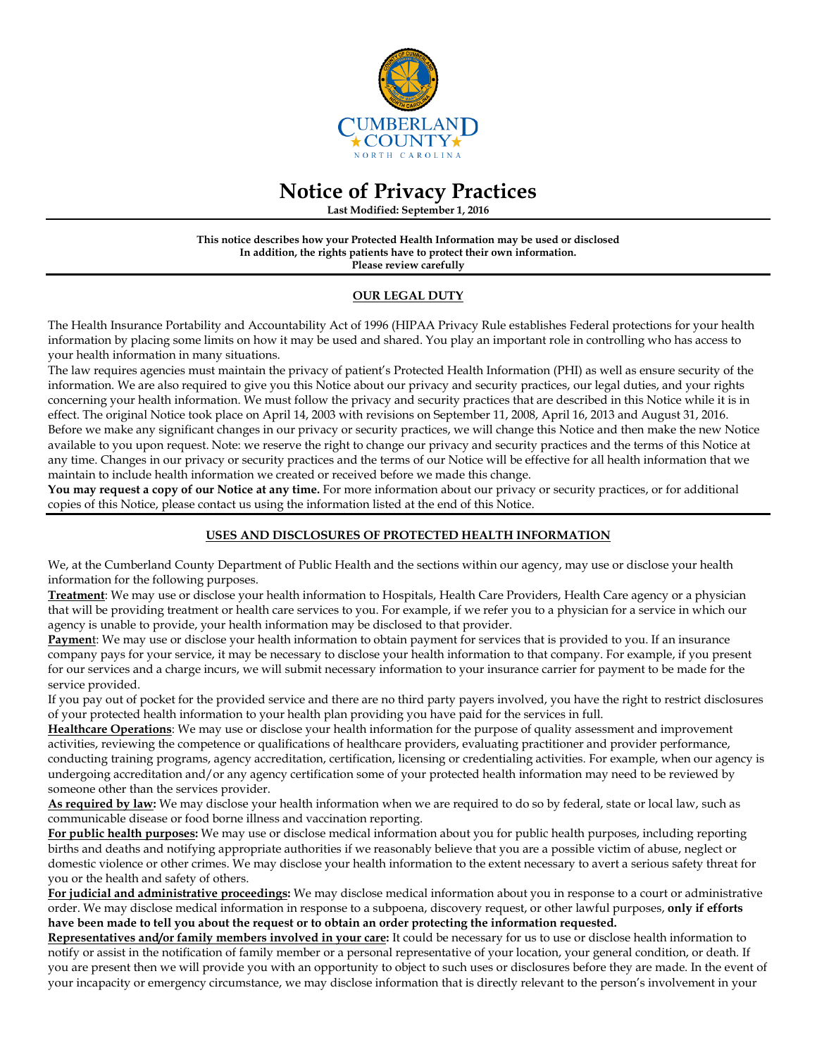# Notice of Privacy Practices

**Last Modified: September 1, 2016**

---

**This notice describes how your Protected Health Information may be used or disclosed**
**In addition, the rights patients have to protect their own information.**
**Please review carefully**

---

## OUR LEGAL DUTY

The Health Insurance Portability and Accountability Act of 1996 (HIPAA Privacy Rule establishes Federal protections for your health information by placing some limits on how it may be used and shared. You play an important role in controlling who has access to your health information in many situations.

The law requires agencies must maintain the privacy of patient's Protected Health Information (PHI) as well as ensure security of the information. We are also required to give you this Notice about our privacy and security practices, our legal duties, and your rights concerning your health information. We must follow the privacy and security practices that are described in this Notice while it is in effect. The original Notice took place on April 14, 2003 with revisions on September 11, 2008, April 16, 2013 and August 31, 2016. Before we make any significant changes in our privacy or security practices, we will change this Notice and then make the new Notice available to you upon request. Note: we reserve the right to change our privacy and security practices and the terms of this Notice at any time. Changes in our privacy or security practices and the terms of our Notice will be effective for all health information that we maintain to include health information we created or received before we made this change.

**You may request a copy of our Notice at any time.** For more information about our privacy or security practices, or for additional copies of this Notice, please contact us using the information listed at the end of this Notice.

---

## USES AND DISCLOSURES OF PROTECTED HEALTH INFORMATION

We, at the Cumberland County Department of Public Health and the sections within our agency, may use or disclose your health information for the following purposes.

**Treatment**: We may use or disclose your health information to Hospitals, Health Care Providers, Health Care agency or a physician that will be providing treatment or health care services to you. For example, if we refer you to a physician for a service in which our agency is unable to provide, your health information may be disclosed to that provider.

**Paymen**t: We may use or disclose your health information to obtain payment for services that is provided to you. If an insurance company pays for your service, it may be necessary to disclose your health information to that company. For example, if you present for our services and a charge incurs, we will submit necessary information to your insurance carrier for payment to be made for the service provided.

If you pay out of pocket for the provided service and there are no third party payers involved, you have the right to restrict disclosures of your protected health information to your health plan providing you have paid for the services in full.

**Healthcare Operations**: We may use or disclose your health information for the purpose of quality assessment and improvement activities, reviewing the competence or qualifications of healthcare providers, evaluating practitioner and provider performance, conducting training programs, agency accreditation, certification, licensing or credentialing activities. For example, when our agency is undergoing accreditation and/or any agency certification some of your protected health information may need to be reviewed by someone other than the services provider.

**As required by law:** We may disclose your health information when we are required to do so by federal, state or local law, such as communicable disease or food borne illness and vaccination reporting.

**For public health purposes:** We may use or disclose medical information about you for public health purposes, including reporting births and deaths and notifying appropriate authorities if we reasonably believe that you are a possible victim of abuse, neglect or domestic violence or other crimes. We may disclose your health information to the extent necessary to avert a serious safety threat for you or the health and safety of others.

**For judicial and administrative proceedings:** We may disclose medical information about you in response to a court or administrative order. We may disclose medical information in response to a subpoena, discovery request, or other lawful purposes, **only if efforts have been made to tell you about the request or to obtain an order protecting the information requested.**

**Representatives and/or family members involved in your care:** It could be necessary for us to use or disclose health information to notify or assist in the notification of family member or a personal representative of your location, your general condition, or death. If you are present then we will provide you with an opportunity to object to such uses or disclosures before they are made. In the event of your incapacity or emergency circumstance, we may disclose information that is directly relevant to the person's involvement in your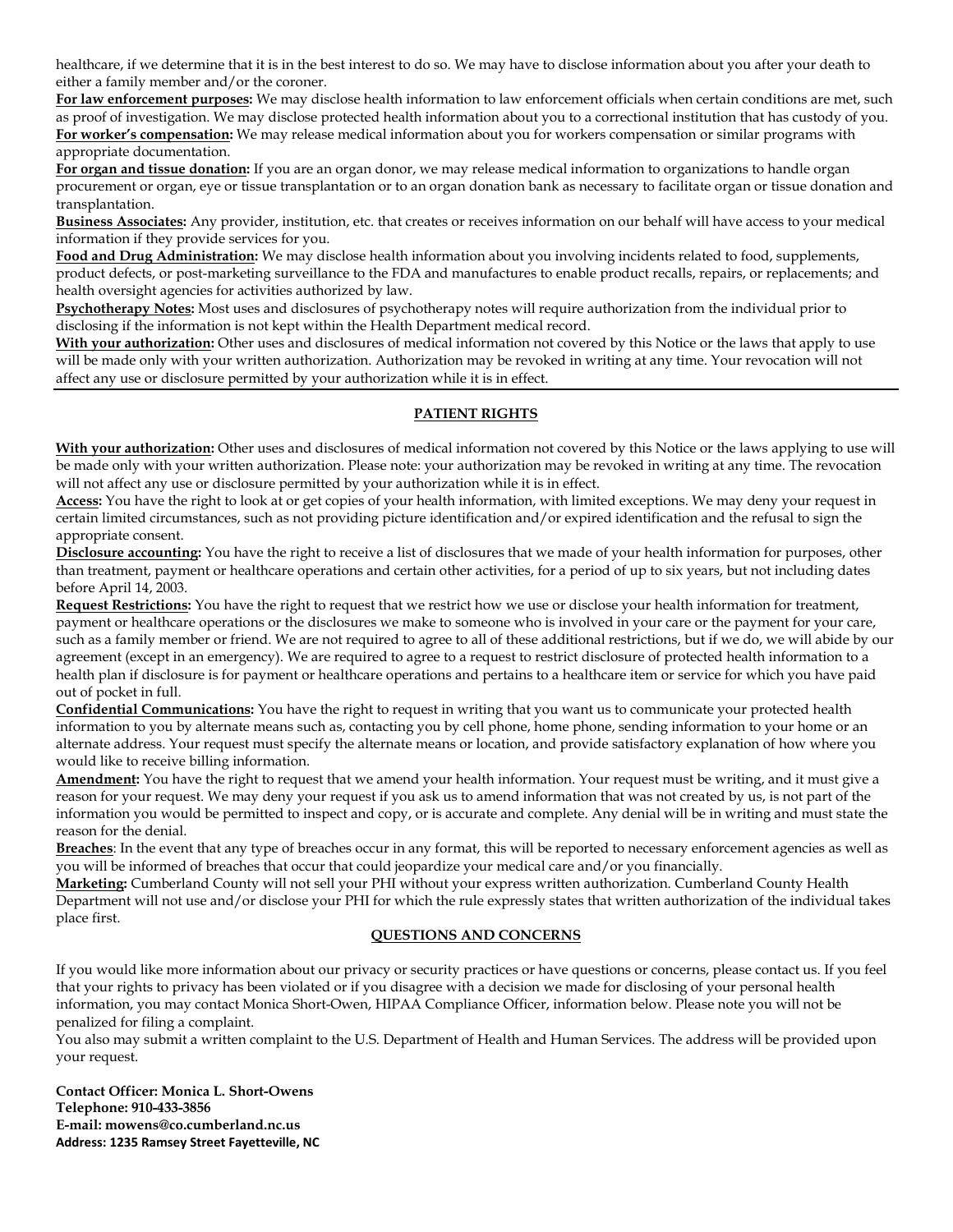healthcare, if we determine that it is in the best interest to do so. We may have to disclose information about you after your death to either a family member and/or the coroner.

**For law enforcement purposes:** We may disclose health information to law enforcement officials when certain conditions are met, such as proof of investigation. We may disclose protected health information about you to a correctional institution that has custody of you.

**For worker's compensation:** We may release medical information about you for workers compensation or similar programs with appropriate documentation.

**For organ and tissue donation:** If you are an organ donor, we may release medical information to organizations to handle organ procurement or organ, eye or tissue transplantation or to an organ donation bank as necessary to facilitate organ or tissue donation and transplantation.

**Business Associates:** Any provider, institution, etc. that creates or receives information on our behalf will have access to your medical information if they provide services for you.

**Food and Drug Administration:** We may disclose health information about you involving incidents related to food, supplements, product defects, or post-marketing surveillance to the FDA and manufactures to enable product recalls, repairs, or replacements; and health oversight agencies for activities authorized by law.

**Psychotherapy Notes:** Most uses and disclosures of psychotherapy notes will require authorization from the individual prior to disclosing if the information is not kept within the Health Department medical record.

**With your authorization:** Other uses and disclosures of medical information not covered by this Notice or the laws that apply to use will be made only with your written authorization. Authorization may be revoked in writing at any time. Your revocation will not affect any use or disclosure permitted by your authorization while it is in effect.

## PATIENT RIGHTS

**With your authorization:** Other uses and disclosures of medical information not covered by this Notice or the laws applying to use will be made only with your written authorization. Please note: your authorization may be revoked in writing at any time. The revocation will not affect any use or disclosure permitted by your authorization while it is in effect.

**Access:** You have the right to look at or get copies of your health information, with limited exceptions. We may deny your request in certain limited circumstances, such as not providing picture identification and/or expired identification and the refusal to sign the appropriate consent.

**Disclosure accounting:** You have the right to receive a list of disclosures that we made of your health information for purposes, other than treatment, payment or healthcare operations and certain other activities, for a period of up to six years, but not including dates before April 14, 2003.

**Request Restrictions:** You have the right to request that we restrict how we use or disclose your health information for treatment, payment or healthcare operations or the disclosures we make to someone who is involved in your care or the payment for your care, such as a family member or friend. We are not required to agree to all of these additional restrictions, but if we do, we will abide by our agreement (except in an emergency). We are required to agree to a request to restrict disclosure of protected health information to a health plan if disclosure is for payment or healthcare operations and pertains to a healthcare item or service for which you have paid out of pocket in full.

**Confidential Communications:** You have the right to request in writing that you want us to communicate your protected health information to you by alternate means such as, contacting you by cell phone, home phone, sending information to your home or an alternate address. Your request must specify the alternate means or location, and provide satisfactory explanation of how where you would like to receive billing information.

**Amendment:** You have the right to request that we amend your health information. Your request must be writing, and it must give a reason for your request. We may deny your request if you ask us to amend information that was not created by us, is not part of the information you would be permitted to inspect and copy, or is accurate and complete. Any denial will be in writing and must state the reason for the denial.

**Breaches**: In the event that any type of breaches occur in any format, this will be reported to necessary enforcement agencies as well as you will be informed of breaches that occur that could jeopardize your medical care and/or you financially.

**Marketing:** Cumberland County will not sell your PHI without your express written authorization. Cumberland County Health Department will not use and/or disclose your PHI for which the rule expressly states that written authorization of the individual takes place first.

## QUESTIONS AND CONCERNS

If you would like more information about our privacy or security practices or have questions or concerns, please contact us. If you feel that your rights to privacy has been violated or if you disagree with a decision we made for disclosing of your personal health information, you may contact Monica Short-Owen, HIPAA Compliance Officer, information below. Please note you will not be penalized for filing a complaint.

You also may submit a written complaint to the U.S. Department of Health and Human Services. The address will be provided upon your request.

**Contact Officer: Monica L. Short-Owens**
**Telephone: 910-433-3856**
**E-mail: mowens@co.cumberland.nc.us**
**Address: 1235 Ramsey Street Fayetteville, NC**